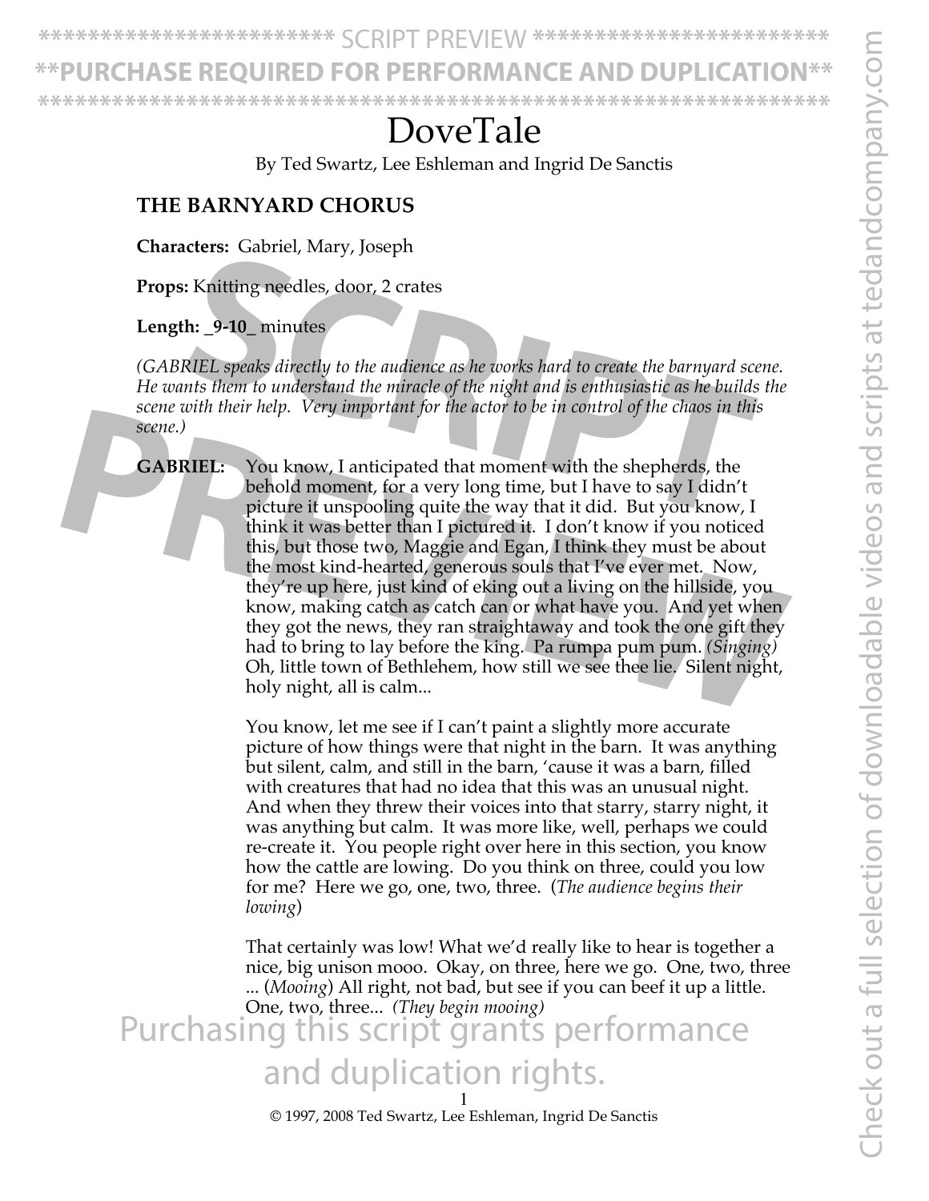# DoveTale

By Ted Swartz, Lee Eshleman and Ingrid De Sanctis

## THE BARNYARD CHORUS

**Characters:** Gabriel, Mary, Joseph

**Props:** Knitting needles, door, 2 crates

**Length:** _9-10_ minutes

*(GABRIEL speaks directly to the audience as he works hard to create the barnyard scene. He wants them to understand the miracle of the night and is enthusiastic as he builds the scene with their help. Very important for the actor to be in control of the chaos in this scene.)*

**GABRIEL:** You know, I anticipated that moment with the shepherds, the behold moment, for a very long time, but I have to say I didn't picture it unspooling quite the way that it did. But you know, I think it was better than I pictured it. I don't know if you noticed this, but those two, Maggie and Egan, I think they must be about the most kind-hearted, generous souls that I've ever met. Now, they're up here, just kind of eking out a living on the hillside, you know, making catch as catch can or what have you. And yet when they got the news, they ran straightaway and took the one gift they had to bring to lay before the king. Pa rumpa pum pum. *(Singing)* Oh, little town of Bethlehem, how still we see thee lie. Silent night, holy night, all is calm...

You know, let me see if I can't paint a slightly more accurate picture of how things were that night in the barn. It was anything but silent, calm, and still in the barn, 'cause it was a barn, filled with creatures that had no idea that this was an unusual night. And when they threw their voices into that starry, starry night, it was anything but calm. It was more like, well, perhaps we could re-create it. You people right over here in this section, you know how the cattle are lowing. Do you think on three, could you low for me? Here we go, one, two, three. (*The audience begins their lowing*)

That certainly was low! What we'd really like to hear is together a nice, big unison mooo. Okay, on three, here we go. One, two, three ... (*Mooing*) All right, not bad, but see if you can beef it up a little. One, two, three... *(They begin mooing)*

© 1997, 2008 Ted Swartz, Lee Eshleman, Ingrid De Sanctis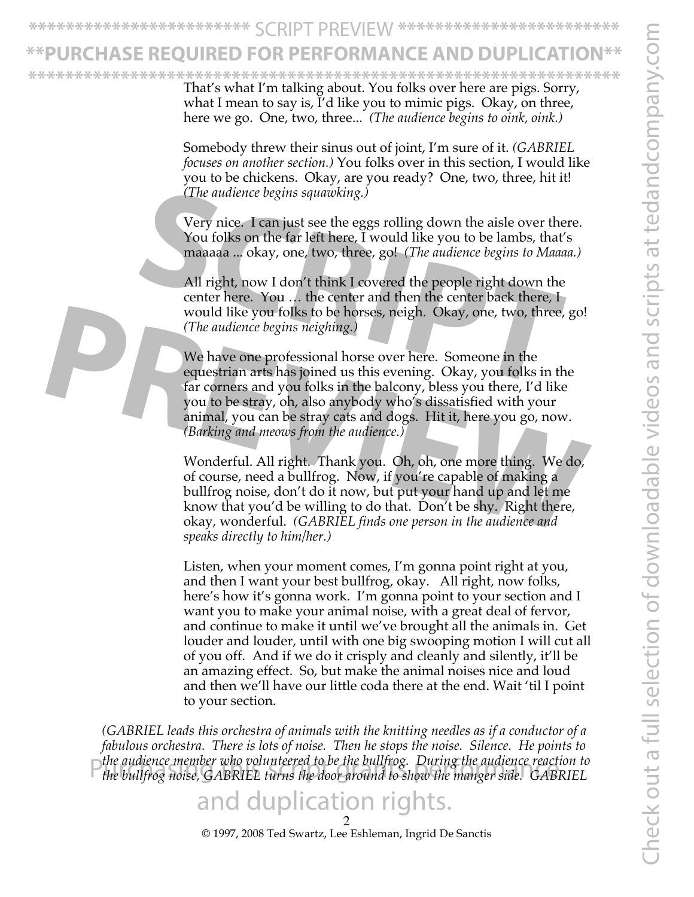That's what I'm talking about. You folks over here are pigs. Sorry, what I mean to say is, I'd like you to mimic pigs. Okay, on three, here we go. One, two, three... *(The audience begins to oink, oink.)*

Somebody threw their sinus out of joint, I'm sure of it. *(GABRIEL focuses on another section.)* You folks over in this section, I would like you to be chickens. Okay, are you ready? One, two, three, hit it! *(The audience begins squawking.)*

Very nice. I can just see the eggs rolling down the aisle over there. You folks on the far left here, I would like you to be lambs, that's maaaaa ... okay, one, two, three, go! *(The audience begins to Maaaa.)*

All right, now I don't think I covered the people right down the center here. You … the center and then the center back there, I would like you folks to be horses, neigh. Okay, one, two, three, go! *(The audience begins neighing.)*

We have one professional horse over here. Someone in the equestrian arts has joined us this evening. Okay, you folks in the far corners and you folks in the balcony, bless you there, I'd like you to be stray, oh, also anybody who's dissatisfied with your animal, you can be stray cats and dogs. Hit it, here you go, now. *(Barking and meows from the audience.)*

Wonderful. All right. Thank you. Oh, oh, one more thing. We do, of course, need a bullfrog. Now, if you're capable of making a bullfrog noise, don't do it now, but put your hand up and let me know that you'd be willing to do that. Don't be shy. Right there, okay, wonderful. *(GABRIEL finds one person in the audience and speaks directly to him/her.)*

Listen, when your moment comes, I'm gonna point right at you, and then I want your best bullfrog, okay. All right, now folks, here's how it's gonna work. I'm gonna point to your section and I want you to make your animal noise, with a great deal of fervor, and continue to make it until we've brought all the animals in. Get louder and louder, until with one big swooping motion I will cut all of you off. And if we do it crisply and cleanly and silently, it'll be an amazing effect. So, but make the animal noises nice and loud and then we'll have our little coda there at the end. Wait 'til I point to your section.

*(GABRIEL leads this orchestra of animals with the knitting needles as if a conductor of a fabulous orchestra. There is lots of noise. Then he stops the noise. Silence. He points to the audience member who volunteered to be the bullfrog. During the audience reaction to the bullfrog noise, GABRIEL turns the door around to show the manger side. GABRIEL*

© 1997, 2008 Ted Swartz, Lee Eshleman, Ingrid De Sanctis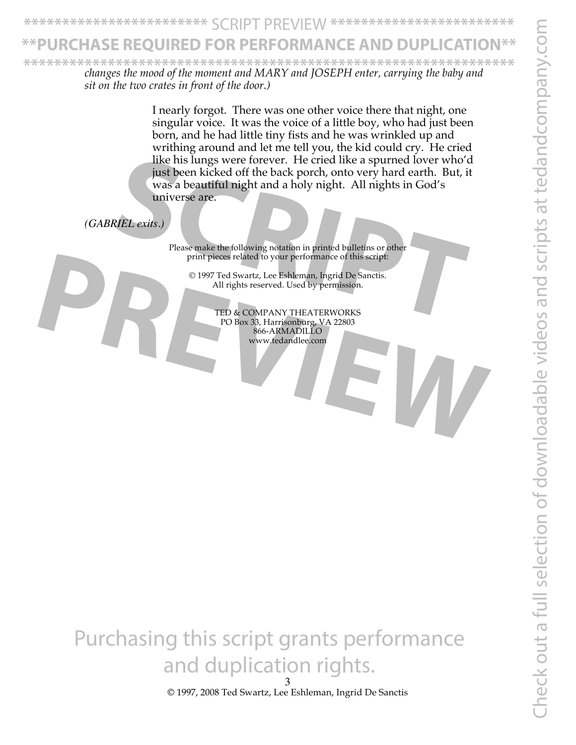*changes the mood of the moment and MARY and JOSEPH enter, carrying the baby and sit on the two crates in front of the door.)*

I nearly forgot. There was one other voice there that night, one singular voice. It was the voice of a little boy, who had just been born, and he had little tiny fists and he was wrinkled up and writhing around and let me tell you, the kid could cry. He cried like his lungs were forever. He cried like a spurned lover who'd just been kicked off the back porch, onto very hard earth. But, it was a beautiful night and a holy night. All nights in God's universe are.

*(GABRIEL exits.)*

Please make the following notation in printed bulletins or other print pieces related to your performance of this script:

© 1997 Ted Swartz, Lee Eshleman, Ingrid De Sanctis.
All rights reserved. Used by permission.

TED & COMPANY THEATERWORKS
PO Box 33, Harrisonburg, VA 22803
866-ARMADILLO
www.tedandlee.com